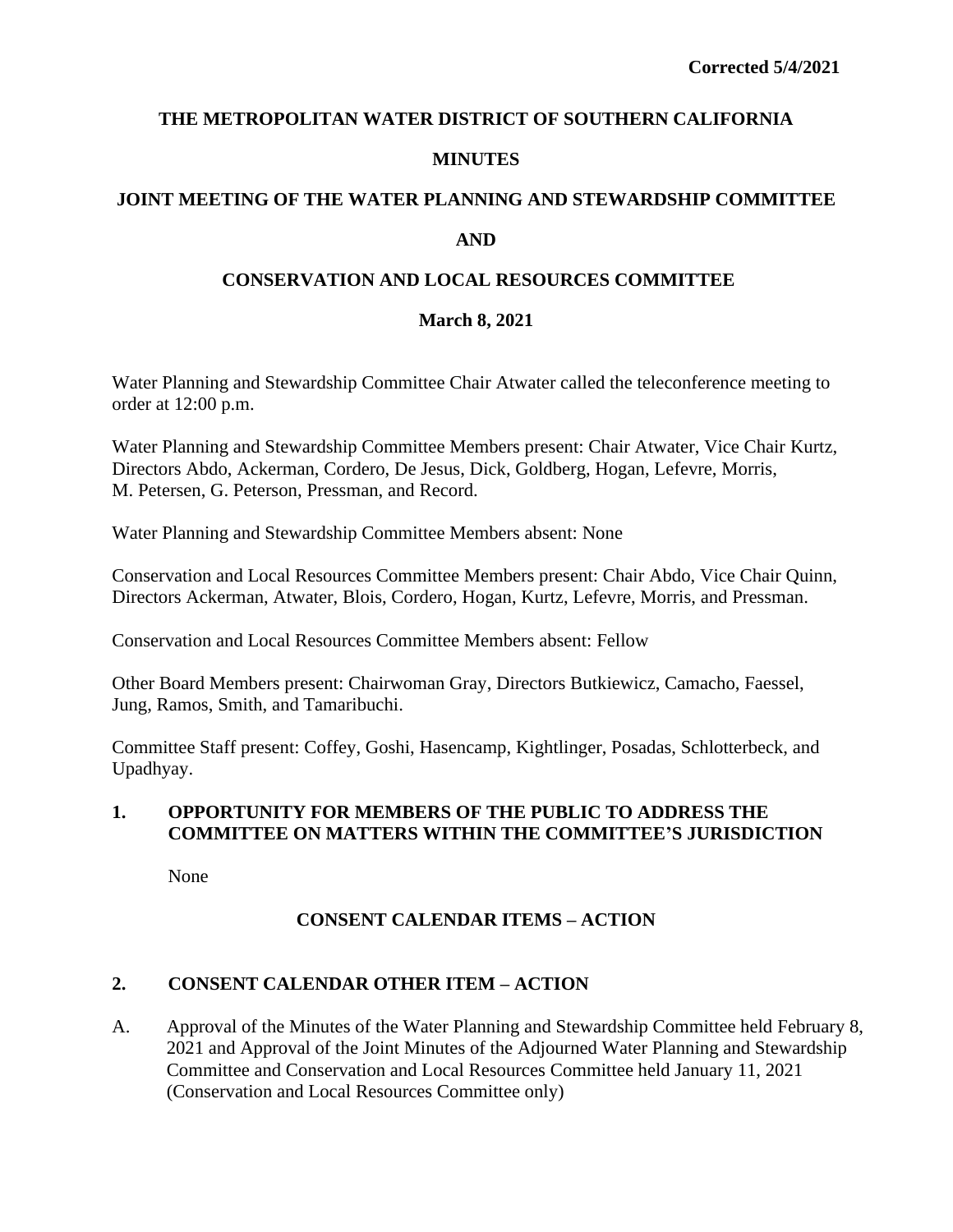**Corrected 5/4/2021**

# THE METROPOLITAN WATER DISTRICT OF SOUTHERN CALIFORNIA

## MINUTES

## JOINT MEETING OF THE WATER PLANNING AND STEWARDSHIP COMMITTEE

## AND

## CONSERVATION AND LOCAL RESOURCES COMMITTEE

## March 8, 2021

Water Planning and Stewardship Committee Chair Atwater called the teleconference meeting to order at 12:00 p.m.

Water Planning and Stewardship Committee Members present: Chair Atwater, Vice Chair Kurtz, Directors Abdo, Ackerman, Cordero, De Jesus, Dick, Goldberg, Hogan, Lefevre, Morris, M. Petersen, G. Peterson, Pressman, and Record.

Water Planning and Stewardship Committee Members absent: None

Conservation and Local Resources Committee Members present: Chair Abdo, Vice Chair Quinn, Directors Ackerman, Atwater, Blois, Cordero, Hogan, Kurtz, Lefevre, Morris, and Pressman.

Conservation and Local Resources Committee Members absent: Fellow

Other Board Members present: Chairwoman Gray, Directors Butkiewicz, Camacho, Faessel, Jung, Ramos, Smith, and Tamaribuchi.

Committee Staff present: Coffey, Goshi, Hasencamp, Kightlinger, Posadas, Schlotterbeck, and Upadhyay.

### 1. OPPORTUNITY FOR MEMBERS OF THE PUBLIC TO ADDRESS THE COMMITTEE ON MATTERS WITHIN THE COMMITTEE'S JURISDICTION

None

## CONSENT CALENDAR ITEMS – ACTION

### 2. CONSENT CALENDAR OTHER ITEM – ACTION

A. Approval of the Minutes of the Water Planning and Stewardship Committee held February 8, 2021 and Approval of the Joint Minutes of the Adjourned Water Planning and Stewardship Committee and Conservation and Local Resources Committee held January 11, 2021 (Conservation and Local Resources Committee only)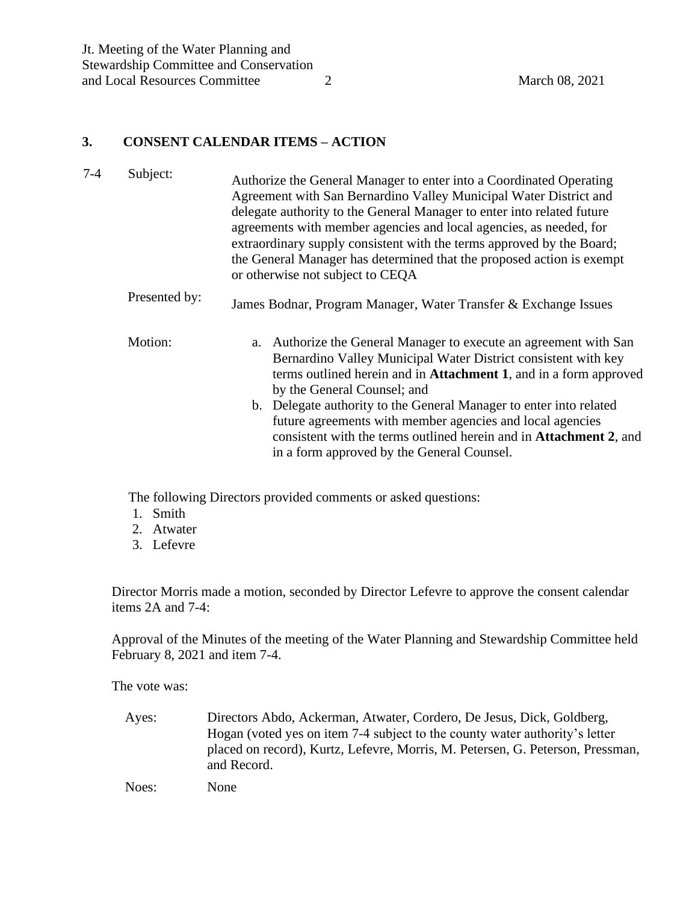## 3. CONSENT CALENDAR ITEMS – ACTION

7-4 Subject: Authorize the General Manager to enter into a Coordinated Operating Agreement with San Bernardino Valley Municipal Water District and delegate authority to the General Manager to enter into related future agreements with member agencies and local agencies, as needed, for extraordinary supply consistent with the terms approved by the Board; the General Manager has determined that the proposed action is exempt or otherwise not subject to CEQA

Presented by: James Bodnar, Program Manager, Water Transfer & Exchange Issues

Motion:

a. Authorize the General Manager to execute an agreement with San Bernardino Valley Municipal Water District consistent with key terms outlined herein and in **Attachment 1**, and in a form approved by the General Counsel; and
b. Delegate authority to the General Manager to enter into related future agreements with member agencies and local agencies consistent with the terms outlined herein and in **Attachment 2**, and in a form approved by the General Counsel.

The following Directors provided comments or asked questions:

1. Smith
2. Atwater
3. Lefevre

Director Morris made a motion, seconded by Director Lefevre to approve the consent calendar items 2A and 7-4:

Approval of the Minutes of the meeting of the Water Planning and Stewardship Committee held February 8, 2021 and item 7-4.

The vote was:

Ayes: Directors Abdo, Ackerman, Atwater, Cordero, De Jesus, Dick, Goldberg, Hogan (voted yes on item 7-4 subject to the county water authority's letter placed on record), Kurtz, Lefevre, Morris, M. Petersen, G. Peterson, Pressman, and Record.

Noes: None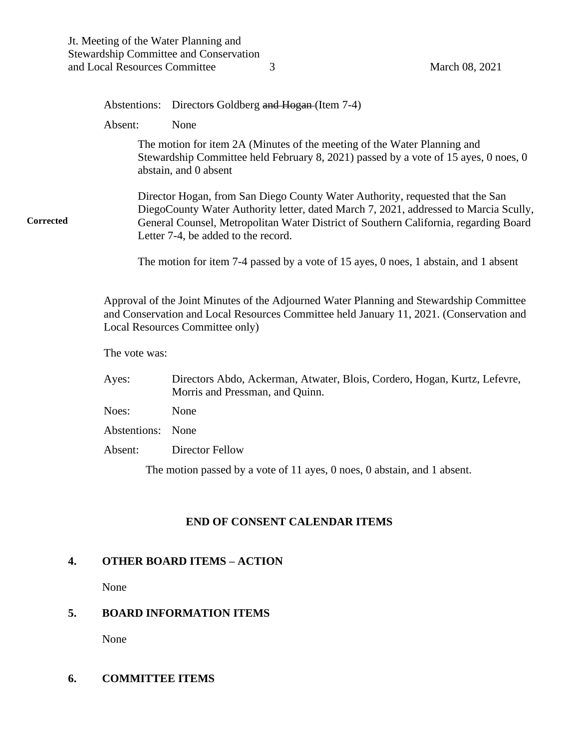Abstentions: Directors Goldberg ~~and Hogan~~ (Item 7-4)

Absent: None

The motion for item 2A (Minutes of the meeting of the Water Planning and Stewardship Committee held February 8, 2021) passed by a vote of 15 ayes, 0 noes, 0 abstain, and 0 absent

**Corrected**

Director Hogan, from San Diego County Water Authority, requested that the San DiegoCounty Water Authority letter, dated March 7, 2021, addressed to Marcia Scully, General Counsel, Metropolitan Water District of Southern California, regarding Board Letter 7-4, be added to the record.

The motion for item 7-4 passed by a vote of 15 ayes, 0 noes, 1 abstain, and 1 absent

Approval of the Joint Minutes of the Adjourned Water Planning and Stewardship Committee and Conservation and Local Resources Committee held January 11, 2021. (Conservation and Local Resources Committee only)

The vote was:

Ayes: Directors Abdo, Ackerman, Atwater, Blois, Cordero, Hogan, Kurtz, Lefevre, Morris and Pressman, and Quinn.

Noes: None

Abstentions: None

Absent: Director Fellow

The motion passed by a vote of 11 ayes, 0 noes, 0 abstain, and 1 absent.

**END OF CONSENT CALENDAR ITEMS**

## 4. OTHER BOARD ITEMS – ACTION

None

## 5. BOARD INFORMATION ITEMS

None

## 6. COMMITTEE ITEMS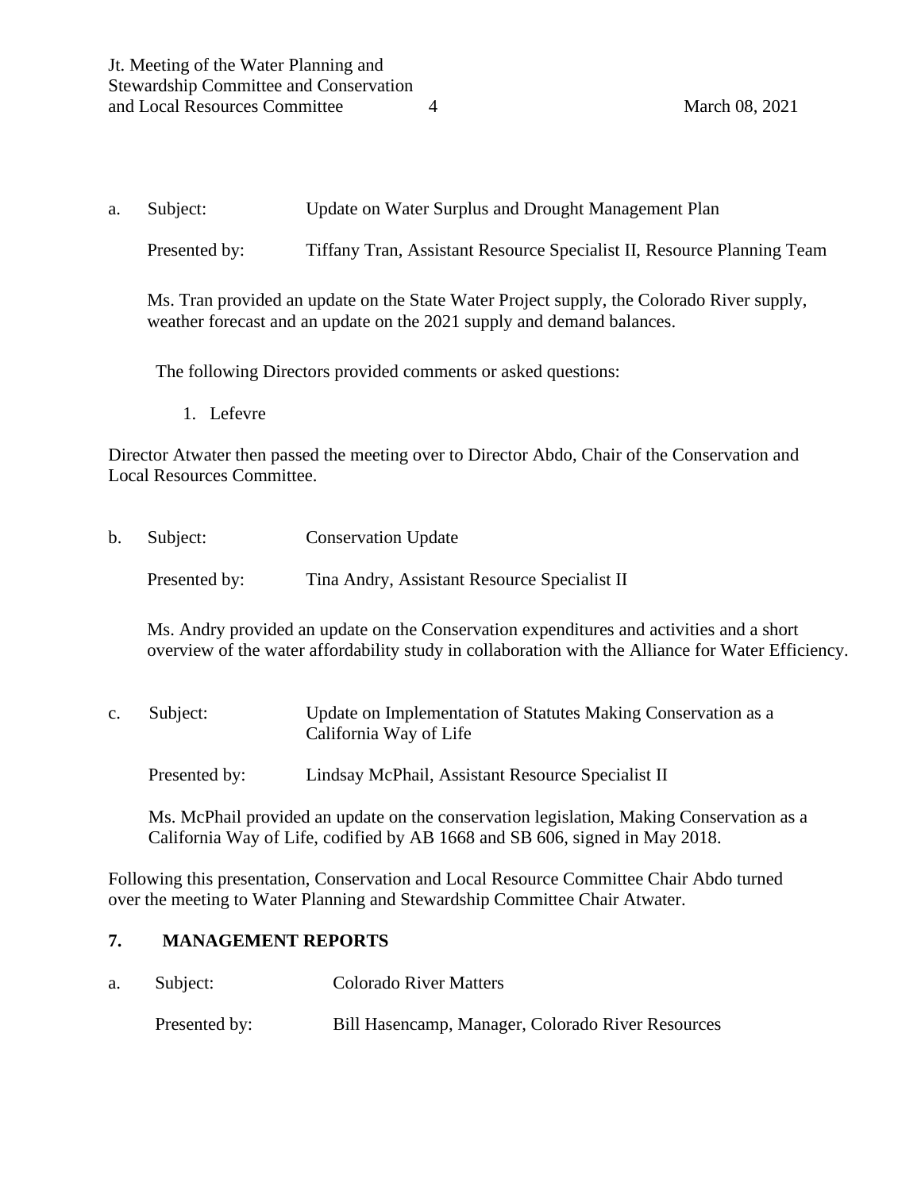a. Subject: Update on Water Surplus and Drought Management Plan

Presented by: Tiffany Tran, Assistant Resource Specialist II, Resource Planning Team

Ms. Tran provided an update on the State Water Project supply, the Colorado River supply, weather forecast and an update on the 2021 supply and demand balances.

The following Directors provided comments or asked questions:

1. Lefevre

Director Atwater then passed the meeting over to Director Abdo, Chair of the Conservation and Local Resources Committee.

b. Subject: Conservation Update

Presented by: Tina Andry, Assistant Resource Specialist II

Ms. Andry provided an update on the Conservation expenditures and activities and a short overview of the water affordability study in collaboration with the Alliance for Water Efficiency.

c. Subject: Update on Implementation of Statutes Making Conservation as a California Way of Life

Presented by: Lindsay McPhail, Assistant Resource Specialist II

Ms. McPhail provided an update on the conservation legislation, Making Conservation as a California Way of Life, codified by AB 1668 and SB 606, signed in May 2018.

Following this presentation, Conservation and Local Resource Committee Chair Abdo turned over the meeting to Water Planning and Stewardship Committee Chair Atwater.

## 7. MANAGEMENT REPORTS

a. Subject: Colorado River Matters

Presented by: Bill Hasencamp, Manager, Colorado River Resources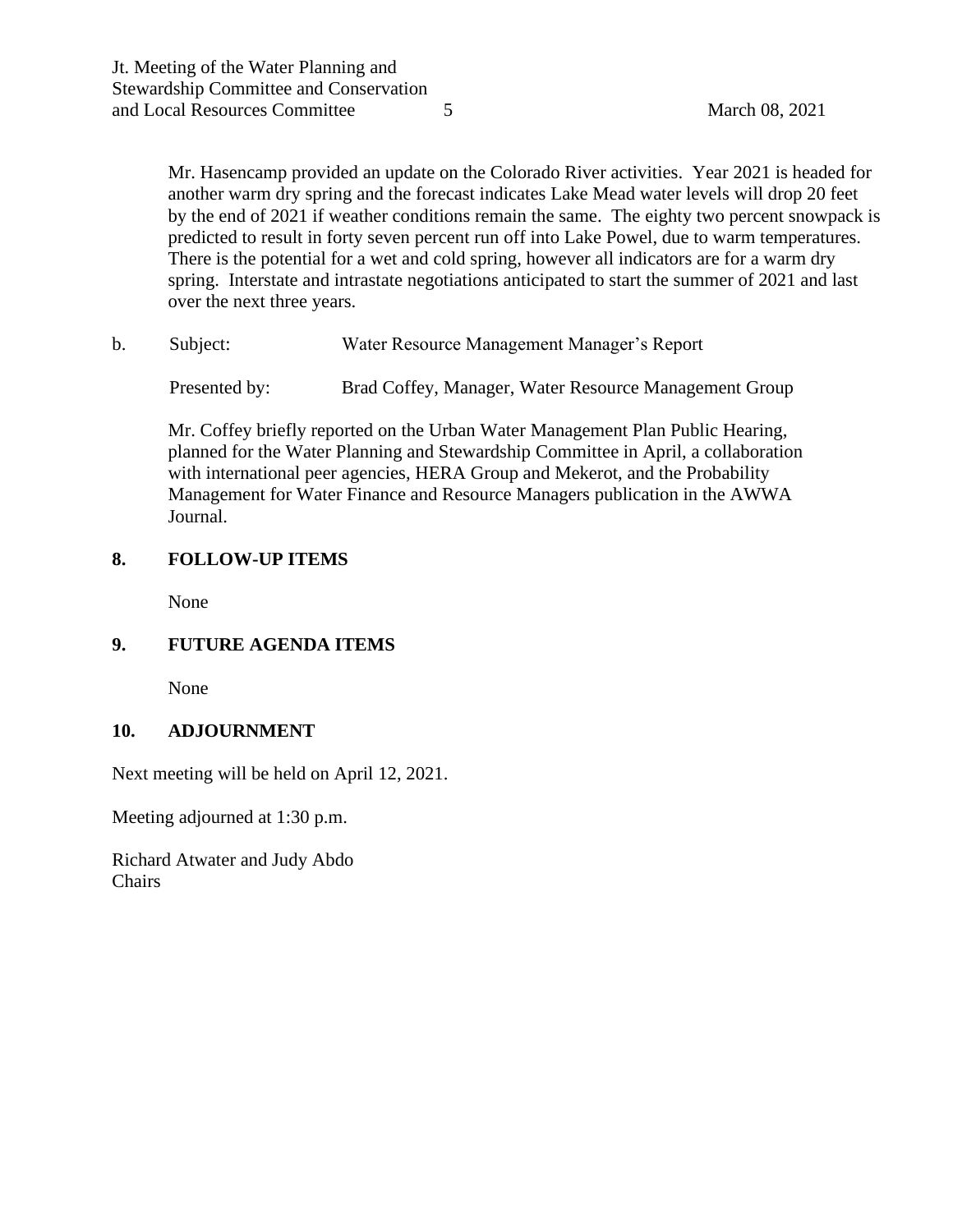Mr. Hasencamp provided an update on the Colorado River activities. Year 2021 is headed for another warm dry spring and the forecast indicates Lake Mead water levels will drop 20 feet by the end of 2021 if weather conditions remain the same. The eighty two percent snowpack is predicted to result in forty seven percent run off into Lake Powel, due to warm temperatures. There is the potential for a wet and cold spring, however all indicators are for a warm dry spring. Interstate and intrastate negotiations anticipated to start the summer of 2021 and last over the next three years.

b. Subject: Water Resource Management Manager's Report

Presented by: Brad Coffey, Manager, Water Resource Management Group

Mr. Coffey briefly reported on the Urban Water Management Plan Public Hearing, planned for the Water Planning and Stewardship Committee in April, a collaboration with international peer agencies, HERA Group and Mekerot, and the Probability Management for Water Finance and Resource Managers publication in the AWWA Journal.

## 8. FOLLOW-UP ITEMS

None

## 9. FUTURE AGENDA ITEMS

None

## 10. ADJOURNMENT

Next meeting will be held on April 12, 2021.

Meeting adjourned at 1:30 p.m.

Richard Atwater and Judy Abdo
Chairs